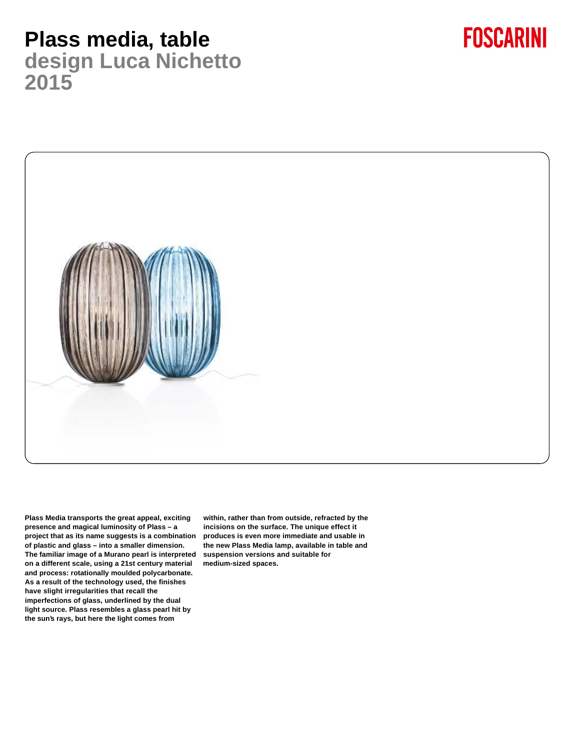# Plass media, table

## design Luca Nichetto
## 2015

FOSCARINI

**Plass Media transports the great appeal, exciting presence and magical luminosity of Plass – a project that as its name suggests is a combination of plastic and glass – into a smaller dimension. The familiar image of a Murano pearl is interpreted on a different scale, using a 21st century material and process: rotationally moulded polycarbonate. As a result of the technology used, the finishes have slight irregularities that recall the imperfections of glass, underlined by the dual light source. Plass resembles a glass pearl hit by the sun's rays, but here the light comes from within, rather than from outside, refracted by the incisions on the surface. The unique effect it produces is even more immediate and usable in the new Plass Media lamp, available in table and suspension versions and suitable for medium-sized spaces.**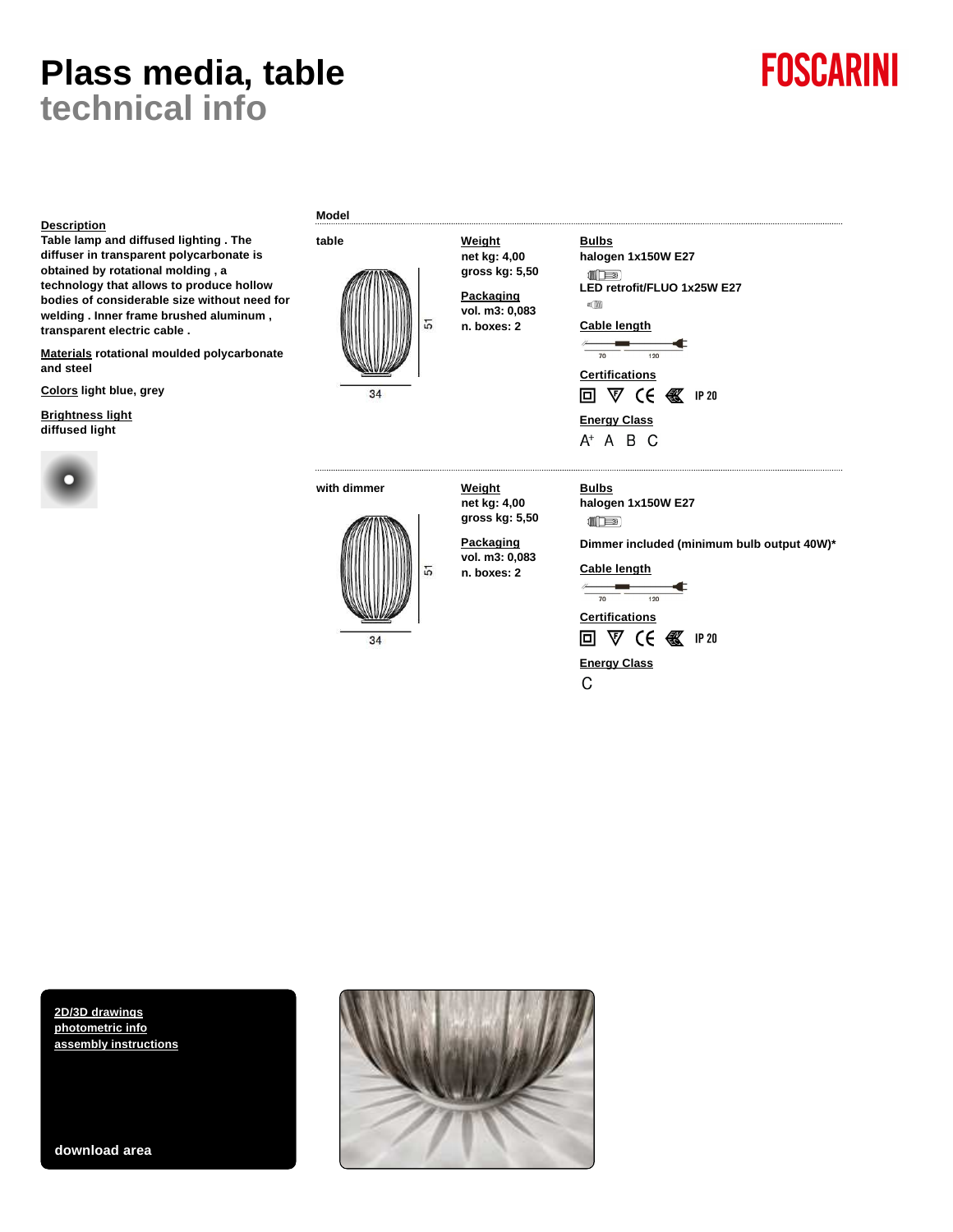# Plass media, table
## technical info

FOSCARINI

**Description**
Table lamp and diffused lighting . The diffuser in transparent polycarbonate is obtained by rotational molding , a technology that allows to produce hollow bodies of considerable size without need for welding . Inner frame brushed aluminum , transparent electric cable .

**Materials** rotational moulded polycarbonate and steel

**Colors** light blue, grey

**Brightness light**
diffused light

**Model**

**table**

51

34

**Weight**
net kg: 4,00
gross kg: 5,50

**Packaging**
vol. m3: 0,083
n. boxes: 2

**Bulbs**
halogen 1x150W E27

LED retrofit/FLUO 1x25W E27

**Cable length**
70 120

**Certifications**
IP 20

**Energy Class**
A+ A B C

**with dimmer**

51

34

**Weight**
net kg: 4,00
gross kg: 5,50

**Packaging**
vol. m3: 0,083
n. boxes: 2

**Bulbs**
halogen 1x150W E27

Dimmer included (minimum bulb output 40W)*

**Cable length**
70 120

**Certifications**
IP 20

**Energy Class**
C

2D/3D drawings
photometric info
assembly instructions

download area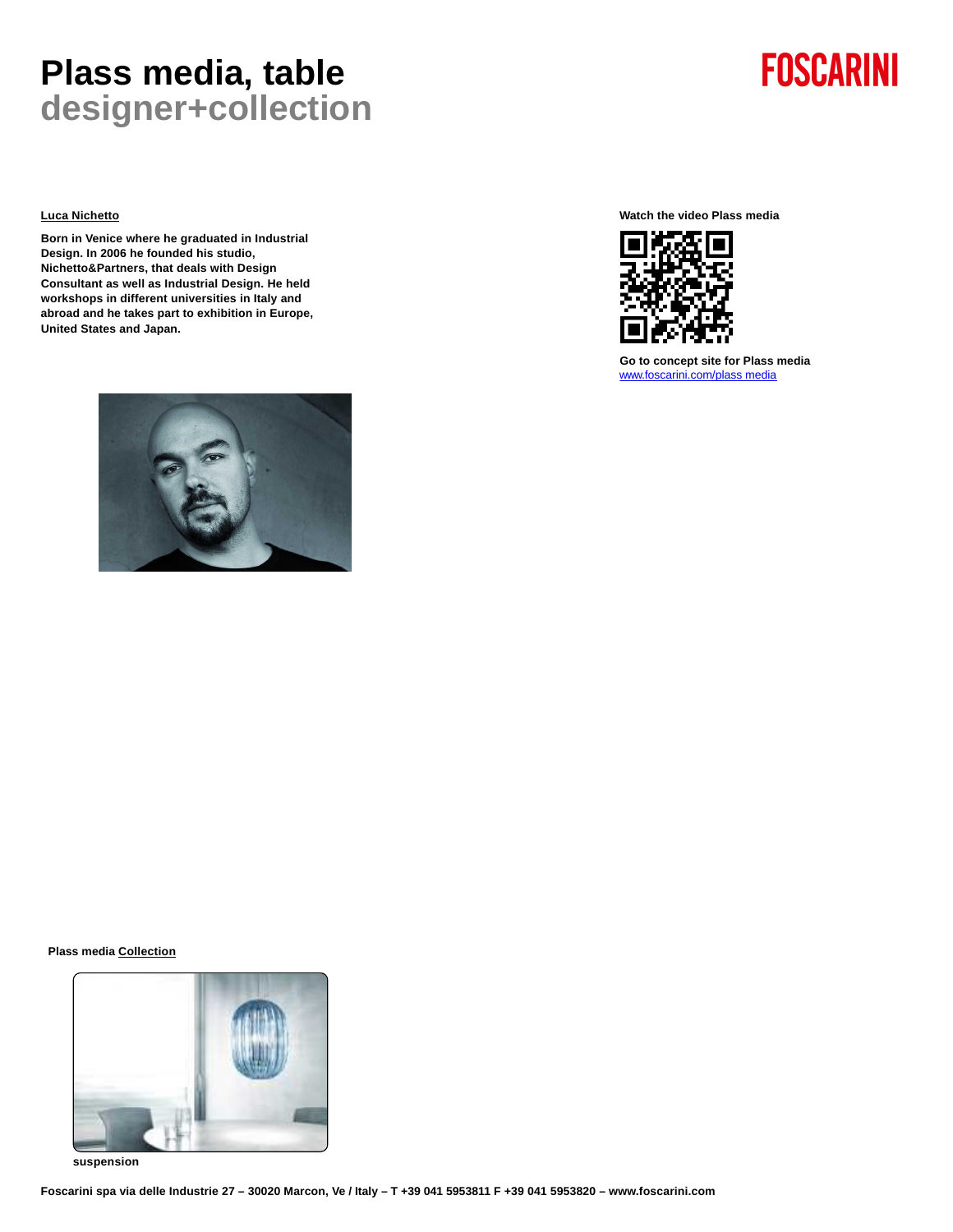# Plass media, table
## designer+collection

FOSCARINI

**Luca Nichetto**

**Born in Venice where he graduated in Industrial Design. In 2006 he founded his studio, Nichetto&Partners, that deals with Design Consultant as well as Industrial Design. He held workshops in different universities in Italy and abroad and he takes part to exhibition in Europe, United States and Japan.**

**Watch the video Plass media**

**Go to concept site for Plass media**
www.foscarini.com/plass media

**Plass media Collection**

**suspension**

**Foscarini spa via delle Industrie 27 – 30020 Marcon, Ve / Italy – T +39 041 5953811 F +39 041 5953820 – www.foscarini.com**